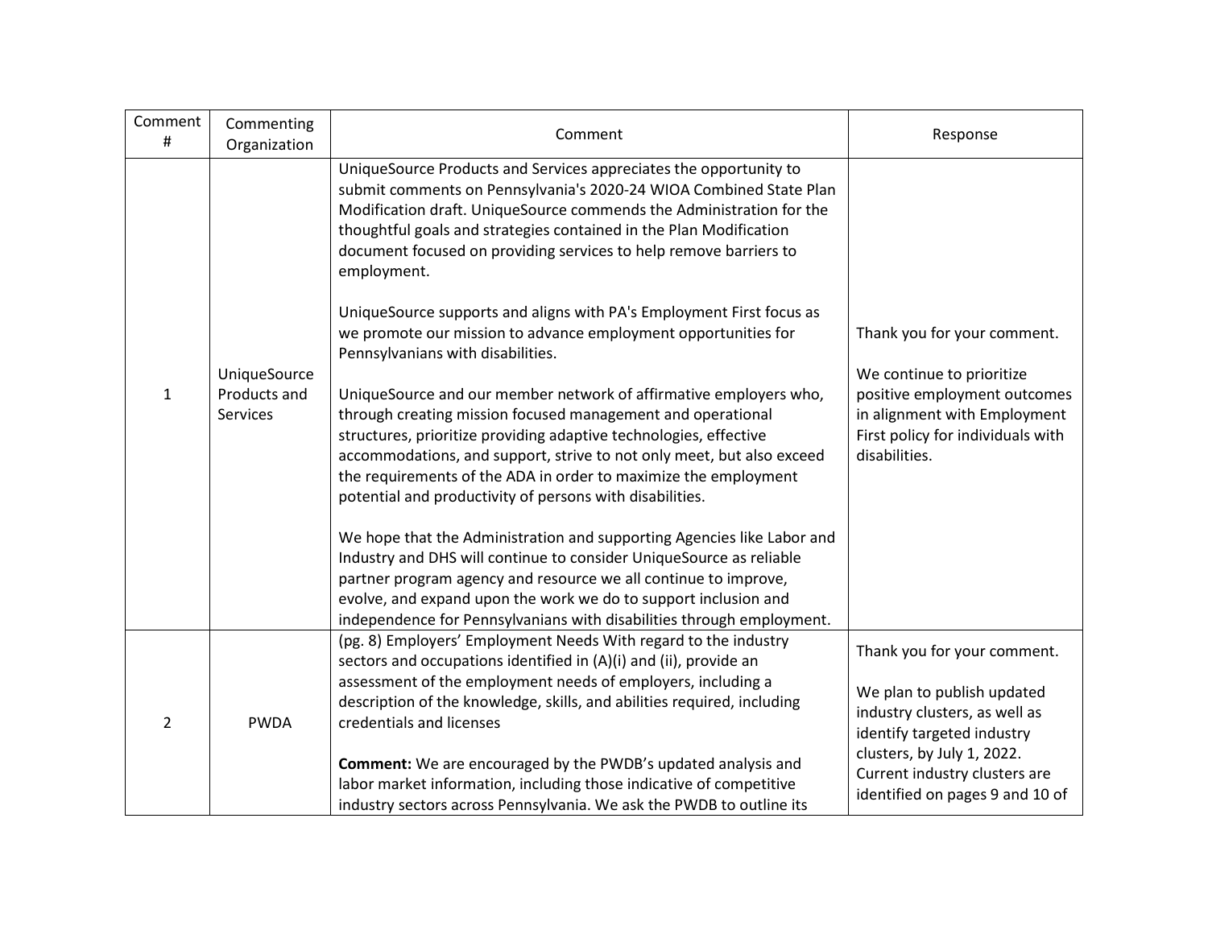| Comment # | Commenting Organization | Comment | Response |
|---|---|---|---|
| 1 | UniqueSource Products and Services | UniqueSource Products and Services appreciates the opportunity to submit comments on Pennsylvania's 2020-24 WIOA Combined State Plan Modification draft. UniqueSource commends the Administration for the thoughtful goals and strategies contained in the Plan Modification document focused on providing services to help remove barriers to employment.<br><br>UniqueSource supports and aligns with PA's Employment First focus as we promote our mission to advance employment opportunities for Pennsylvanians with disabilities.<br><br>UniqueSource and our member network of affirmative employers who, through creating mission focused management and operational structures, prioritize providing adaptive technologies, effective accommodations, and support, strive to not only meet, but also exceed the requirements of the ADA in order to maximize the employment potential and productivity of persons with disabilities.<br><br>We hope that the Administration and supporting Agencies like Labor and Industry and DHS will continue to consider UniqueSource as reliable partner program agency and resource we all continue to improve, evolve, and expand upon the work we do to support inclusion and independence for Pennsylvanians with disabilities through employment. | Thank you for your comment.<br><br>We continue to prioritize positive employment outcomes in alignment with Employment First policy for individuals with disabilities. |
| 2 | PWDA | (pg. 8) Employers' Employment Needs With regard to the industry sectors and occupations identified in (A)(i) and (ii), provide an assessment of the employment needs of employers, including a description of the knowledge, skills, and abilities required, including credentials and licenses<br><br>**Comment:** We are encouraged by the PWDB's updated analysis and labor market information, including those indicative of competitive industry sectors across Pennsylvania. We ask the PWDB to outline its | Thank you for your comment.<br><br>We plan to publish updated industry clusters, as well as identify targeted industry clusters, by July 1, 2022. Current industry clusters are identified on pages 9 and 10 of |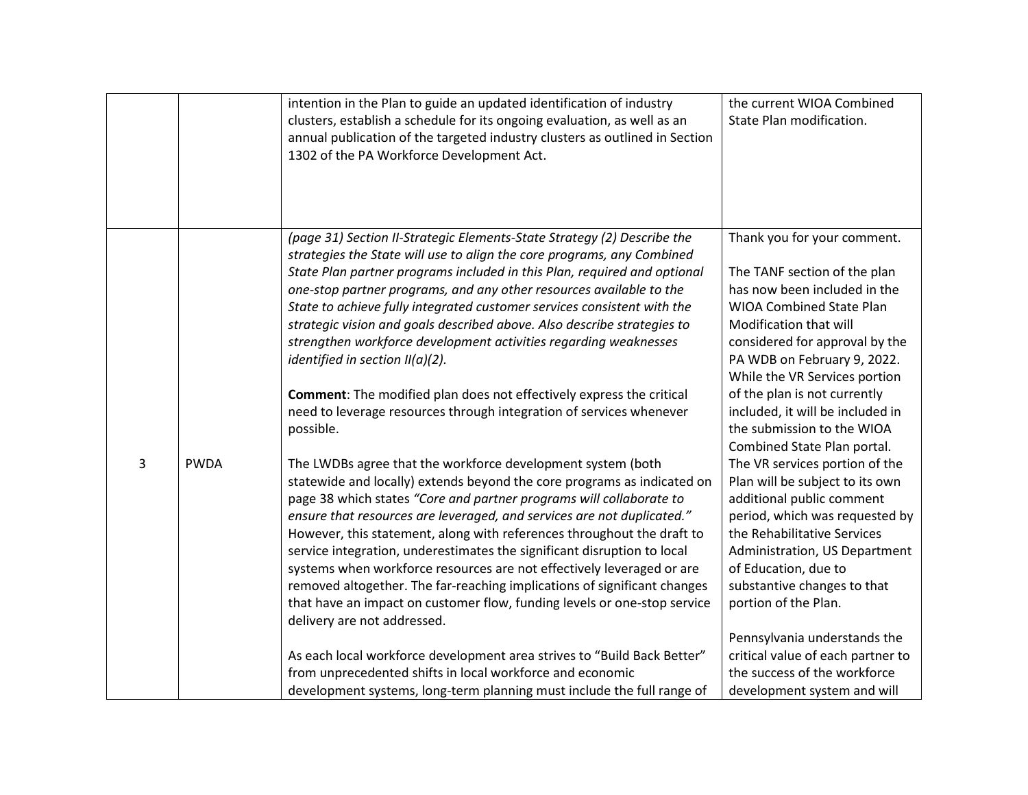| | | | |
|---|---|---|---|
| | | intention in the Plan to guide an updated identification of industry clusters, establish a schedule for its ongoing evaluation, as well as an annual publication of the targeted industry clusters as outlined in Section 1302 of the PA Workforce Development Act. | the current WIOA Combined State Plan modification. |
| 3 | PWDA | *(page 31) Section II-Strategic Elements-State Strategy (2) Describe the strategies the State will use to align the core programs, any Combined State Plan partner programs included in this Plan, required and optional one-stop partner programs, and any other resources available to the State to achieve fully integrated customer services consistent with the strategic vision and goals described above. Also describe strategies to strengthen workforce development activities regarding weaknesses identified in section II(a)(2).*<br><br>**Comment**: The modified plan does not effectively express the critical need to leverage resources through integration of services whenever possible.<br><br>The LWDBs agree that the workforce development system (both statewide and locally) extends beyond the core programs as indicated on page 38 which states *"Core and partner programs will collaborate to ensure that resources are leveraged, and services are not duplicated."* However, this statement, along with references throughout the draft to service integration, underestimates the significant disruption to local systems when workforce resources are not effectively leveraged or are removed altogether. The far-reaching implications of significant changes that have an impact on customer flow, funding levels or one-stop service delivery are not addressed.<br><br>As each local workforce development area strives to "Build Back Better" from unprecedented shifts in local workforce and economic development systems, long-term planning must include the full range of | Thank you for your comment.<br><br>The TANF section of the plan has now been included in the WIOA Combined State Plan Modification that will considered for approval by the PA WDB on February 9, 2022. While the VR Services portion of the plan is not currently included, it will be included in the submission to the WIOA Combined State Plan portal. The VR services portion of the Plan will be subject to its own additional public comment period, which was requested by the Rehabilitative Services Administration, US Department of Education, due to substantive changes to that portion of the Plan.<br><br>Pennsylvania understands the critical value of each partner to the success of the workforce development system and will |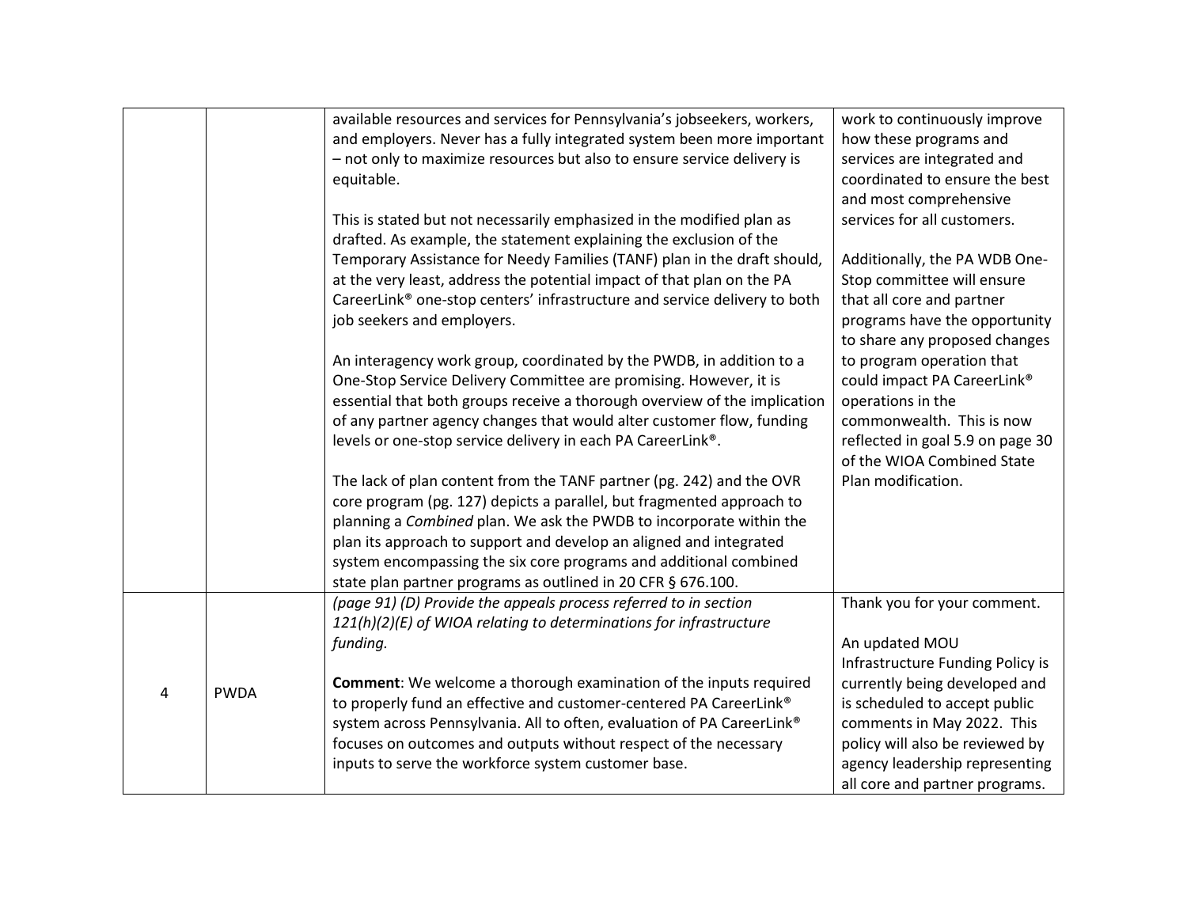| | | | |
|---|---|---|---|
| | | available resources and services for Pennsylvania's jobseekers, workers, and employers. Never has a fully integrated system been more important – not only to maximize resources but also to ensure service delivery is equitable.<br><br>This is stated but not necessarily emphasized in the modified plan as drafted. As example, the statement explaining the exclusion of the Temporary Assistance for Needy Families (TANF) plan in the draft should, at the very least, address the potential impact of that plan on the PA CareerLink® one-stop centers' infrastructure and service delivery to both job seekers and employers.<br><br>An interagency work group, coordinated by the PWDB, in addition to a One-Stop Service Delivery Committee are promising. However, it is essential that both groups receive a thorough overview of the implication of any partner agency changes that would alter customer flow, funding levels or one-stop service delivery in each PA CareerLink®.<br><br>The lack of plan content from the TANF partner (pg. 242) and the OVR core program (pg. 127) depicts a parallel, but fragmented approach to planning a *Combined* plan. We ask the PWDB to incorporate within the plan its approach to support and develop an aligned and integrated system encompassing the six core programs and additional combined state plan partner programs as outlined in 20 CFR § 676.100. | work to continuously improve how these programs and services are integrated and coordinated to ensure the best and most comprehensive services for all customers.<br><br>Additionally, the PA WDB One-Stop committee will ensure that all core and partner programs have the opportunity to share any proposed changes to program operation that could impact PA CareerLink® operations in the commonwealth. This is now reflected in goal 5.9 on page 30 of the WIOA Combined State Plan modification. |
| 4 | PWDA | *(page 91) (D) Provide the appeals process referred to in section 121(h)(2)(E) of WIOA relating to determinations for infrastructure funding.*<br><br>**Comment**: We welcome a thorough examination of the inputs required to properly fund an effective and customer-centered PA CareerLink® system across Pennsylvania. All to often, evaluation of PA CareerLink® focuses on outcomes and outputs without respect of the necessary inputs to serve the workforce system customer base. | Thank you for your comment.<br><br>An updated MOU Infrastructure Funding Policy is currently being developed and is scheduled to accept public comments in May 2022. This policy will also be reviewed by agency leadership representing all core and partner programs. |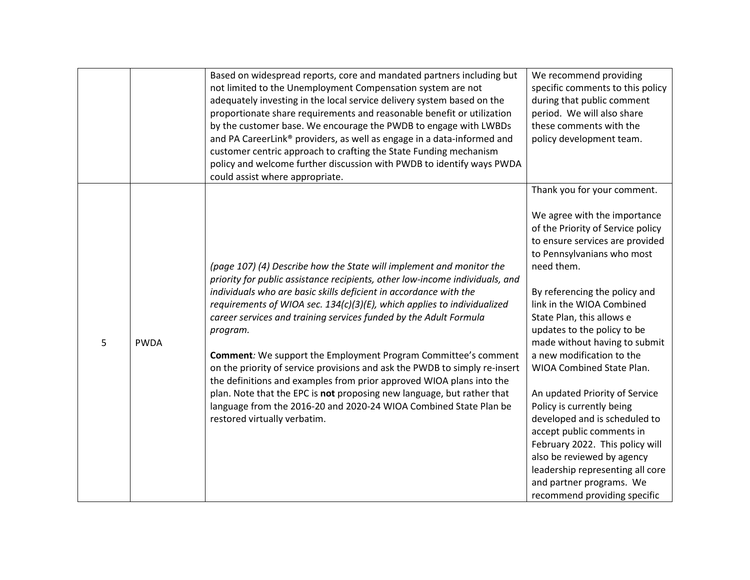| | | | |
|---|---|---|---|
| | | Based on widespread reports, core and mandated partners including but not limited to the Unemployment Compensation system are not adequately investing in the local service delivery system based on the proportionate share requirements and reasonable benefit or utilization by the customer base. We encourage the PWDB to engage with LWBDs and PA CareerLink® providers, as well as engage in a data-informed and customer centric approach to crafting the State Funding mechanism policy and welcome further discussion with PWDB to identify ways PWDA could assist where appropriate. | We recommend providing specific comments to this policy during that public comment period. We will also share these comments with the policy development team. |
| 5 | PWDA | *(page 107) (4) Describe how the State will implement and monitor the priority for public assistance recipients, other low-income individuals, and individuals who are basic skills deficient in accordance with the requirements of WIOA sec. 134(c)(3)(E), which applies to individualized career services and training services funded by the Adult Formula program.*<br><br>**Comment***:* We support the Employment Program Committee's comment on the priority of service provisions and ask the PWDB to simply re-insert the definitions and examples from prior approved WIOA plans into the plan. Note that the EPC is **not** proposing new language, but rather that language from the 2016-20 and 2020-24 WIOA Combined State Plan be restored virtually verbatim. | Thank you for your comment.<br><br>We agree with the importance of the Priority of Service policy to ensure services are provided to Pennsylvanians who most need them.<br><br>By referencing the policy and link in the WIOA Combined State Plan, this allows e updates to the policy to be made without having to submit a new modification to the WIOA Combined State Plan.<br><br>An updated Priority of Service Policy is currently being developed and is scheduled to accept public comments in February 2022. This policy will also be reviewed by agency leadership representing all core and partner programs. We recommend providing specific |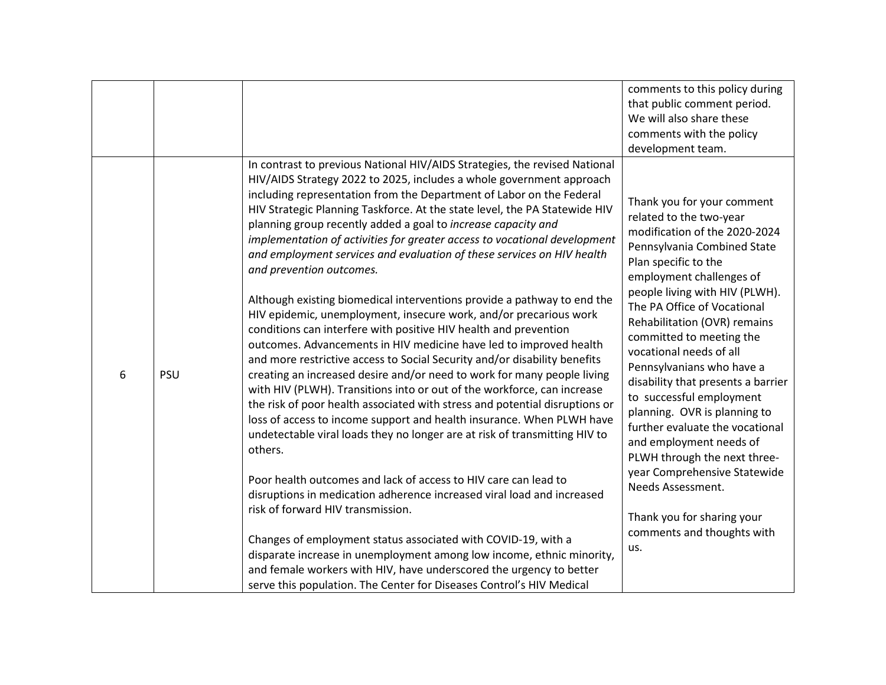| | | | |
|---|---|---|---|
| | | | comments to this policy during that public comment period. We will also share these comments with the policy development team. |
| 6 | PSU | In contrast to previous National HIV/AIDS Strategies, the revised National HIV/AIDS Strategy 2022 to 2025, includes a whole government approach including representation from the Department of Labor on the Federal HIV Strategic Planning Taskforce. At the state level, the PA Statewide HIV planning group recently added a goal to *increase capacity and implementation of activities for greater access to vocational development and employment services and evaluation of these services on HIV health and prevention outcomes.*<br><br>Although existing biomedical interventions provide a pathway to end the HIV epidemic, unemployment, insecure work, and/or precarious work conditions can interfere with positive HIV health and prevention outcomes. Advancements in HIV medicine have led to improved health and more restrictive access to Social Security and/or disability benefits creating an increased desire and/or need to work for many people living with HIV (PLWH). Transitions into or out of the workforce, can increase the risk of poor health associated with stress and potential disruptions or loss of access to income support and health insurance. When PLWH have undetectable viral loads they no longer are at risk of transmitting HIV to others.<br><br>Poor health outcomes and lack of access to HIV care can lead to disruptions in medication adherence increased viral load and increased risk of forward HIV transmission.<br><br>Changes of employment status associated with COVID-19, with a disparate increase in unemployment among low income, ethnic minority, and female workers with HIV, have underscored the urgency to better serve this population. The Center for Diseases Control's HIV Medical | Thank you for your comment related to the two-year modification of the 2020-2024 Pennsylvania Combined State Plan specific to the employment challenges of people living with HIV (PLWH). The PA Office of Vocational Rehabilitation (OVR) remains committed to meeting the vocational needs of all Pennsylvanians who have a disability that presents a barrier to successful employment planning. OVR is planning to further evaluate the vocational and employment needs of PLWH through the next three-year Comprehensive Statewide Needs Assessment.<br><br>Thank you for sharing your comments and thoughts with us. |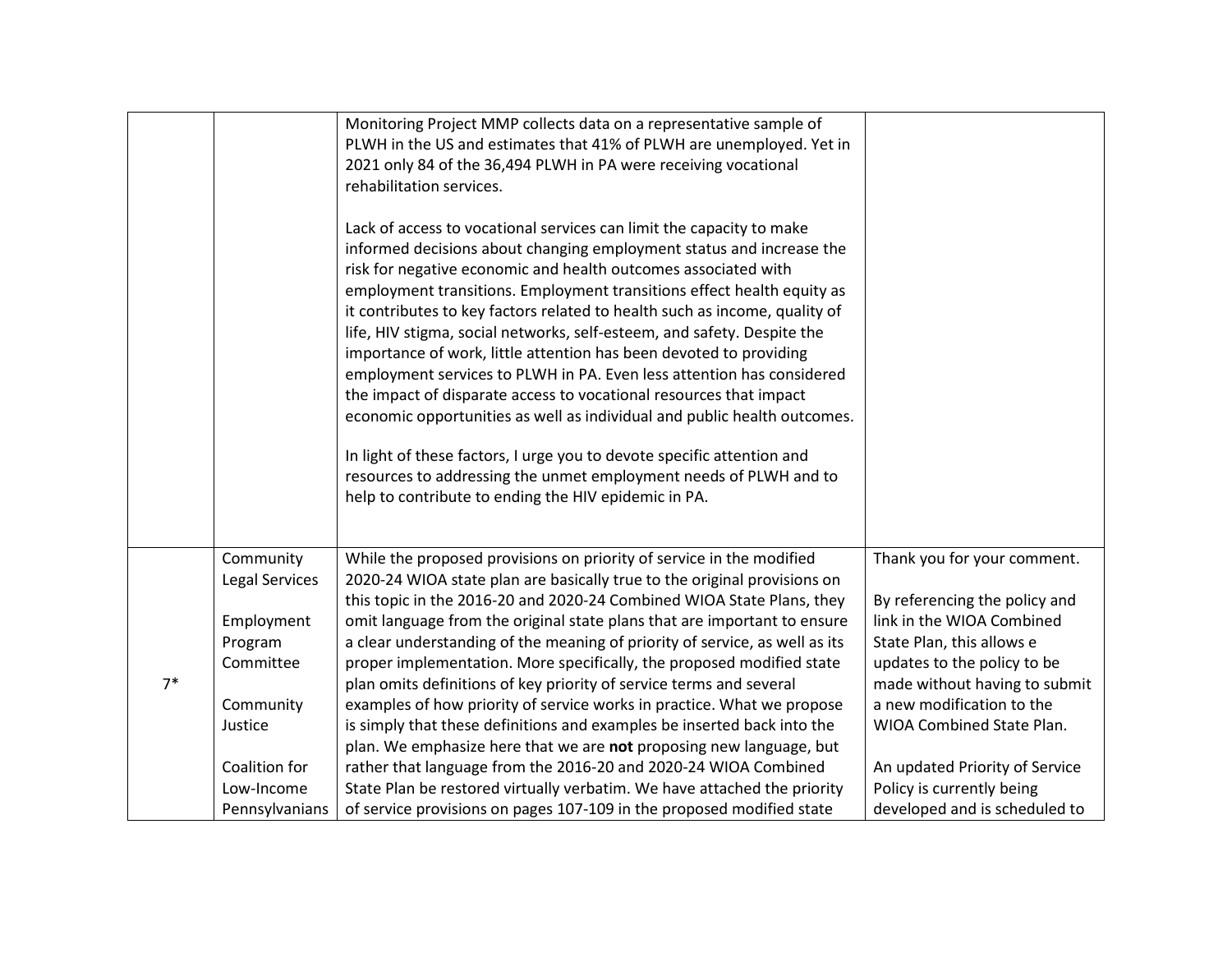| | | | |
|---|---|---|---|
| | | Monitoring Project MMP collects data on a representative sample of PLWH in the US and estimates that 41% of PLWH are unemployed. Yet in 2021 only 84 of the 36,494 PLWH in PA were receiving vocational rehabilitation services.<br><br>Lack of access to vocational services can limit the capacity to make informed decisions about changing employment status and increase the risk for negative economic and health outcomes associated with employment transitions. Employment transitions effect health equity as it contributes to key factors related to health such as income, quality of life, HIV stigma, social networks, self-esteem, and safety. Despite the importance of work, little attention has been devoted to providing employment services to PLWH in PA. Even less attention has considered the impact of disparate access to vocational resources that impact economic opportunities as well as individual and public health outcomes.<br><br>In light of these factors, I urge you to devote specific attention and resources to addressing the unmet employment needs of PLWH and to help to contribute to ending the HIV epidemic in PA. | |
| 7* | Community Legal Services<br><br>Employment Program Committee<br><br>Community Justice<br><br>Coalition for Low-Income Pennsylvanians | While the proposed provisions on priority of service in the modified 2020-24 WIOA state plan are basically true to the original provisions on this topic in the 2016-20 and 2020-24 Combined WIOA State Plans, they omit language from the original state plans that are important to ensure a clear understanding of the meaning of priority of service, as well as its proper implementation. More specifically, the proposed modified state plan omits definitions of key priority of service terms and several examples of how priority of service works in practice. What we propose is simply that these definitions and examples be inserted back into the plan. We emphasize here that we are **not** proposing new language, but rather that language from the 2016-20 and 2020-24 WIOA Combined State Plan be restored virtually verbatim. We have attached the priority of service provisions on pages 107-109 in the proposed modified state | Thank you for your comment.<br><br>By referencing the policy and link in the WIOA Combined State Plan, this allows e updates to the policy to be made without having to submit a new modification to the WIOA Combined State Plan.<br><br>An updated Priority of Service Policy is currently being developed and is scheduled to |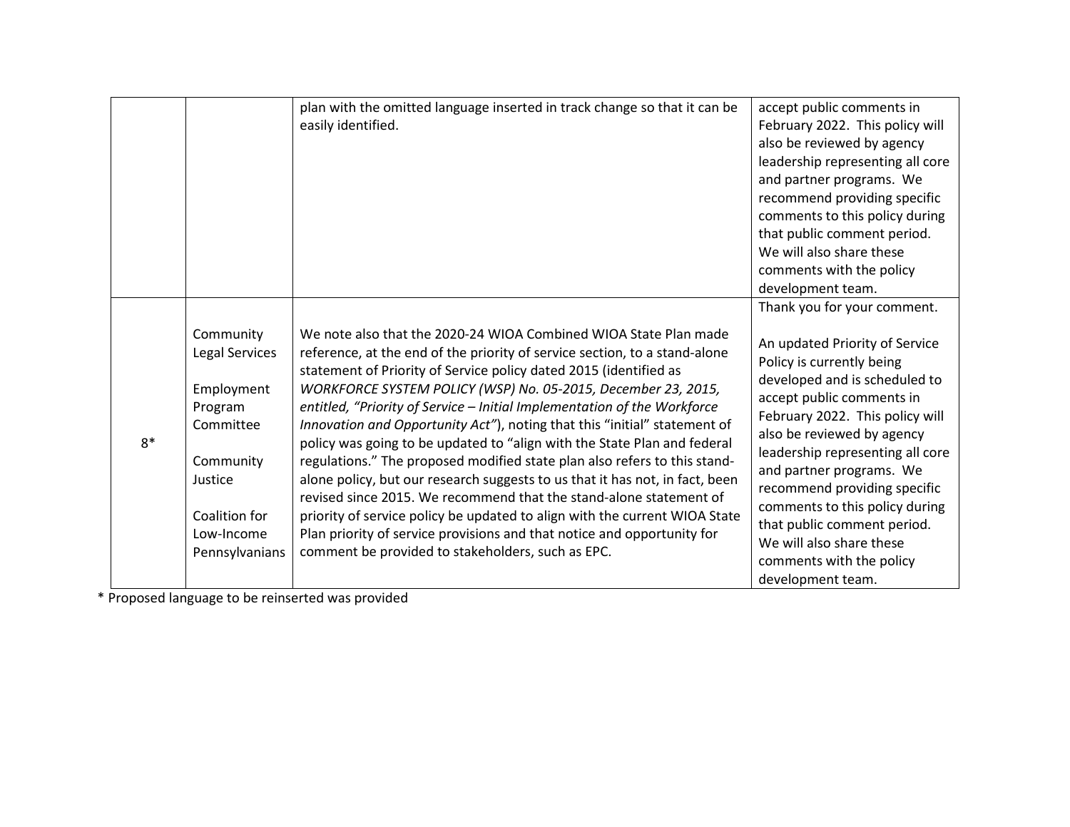| | | | |
|---|---|---|---|
| | | plan with the omitted language inserted in track change so that it can be easily identified. | accept public comments in February 2022. This policy will also be reviewed by agency leadership representing all core and partner programs. We recommend providing specific comments to this policy during that public comment period. We will also share these comments with the policy development team. |
| 8* | Community Legal Services<br><br>Employment Program Committee<br><br>Community Justice<br><br>Coalition for Low-Income Pennsylvanians | We note also that the 2020-24 WIOA Combined WIOA State Plan made reference, at the end of the priority of service section, to a stand-alone statement of Priority of Service policy dated 2015 (identified as *WORKFORCE SYSTEM POLICY (WSP) No. 05-2015, December 23, 2015, entitled, "Priority of Service – Initial Implementation of the Workforce Innovation and Opportunity Act"*), noting that this "initial" statement of policy was going to be updated to "align with the State Plan and federal regulations." The proposed modified state plan also refers to this stand-alone policy, but our research suggests to us that it has not, in fact, been revised since 2015. We recommend that the stand-alone statement of priority of service policy be updated to align with the current WIOA State Plan priority of service provisions and that notice and opportunity for comment be provided to stakeholders, such as EPC. | Thank you for your comment.<br><br>An updated Priority of Service Policy is currently being developed and is scheduled to accept public comments in February 2022. This policy will also be reviewed by agency leadership representing all core and partner programs. We recommend providing specific comments to this policy during that public comment period. We will also share these comments with the policy development team. |

* Proposed language to be reinserted was provided